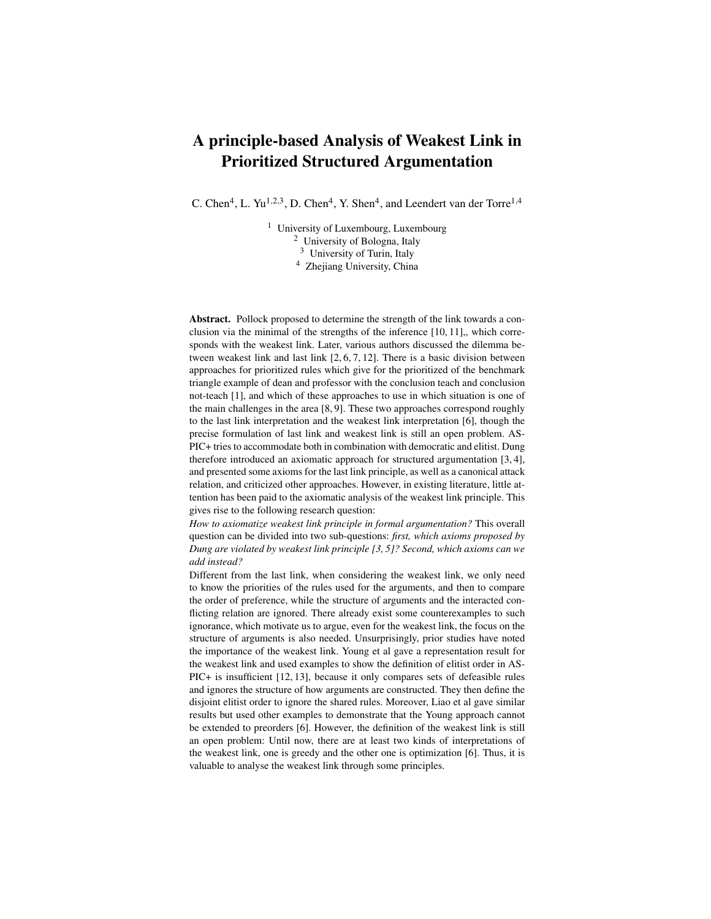# A principle-based Analysis of Weakest Link in Prioritized Structured Argumentation

C. Chen[4], L. Yu[1,2,3], D. Chen[4], Y. Shen[4], and Leendert van der Torre[1,4]

[1] University of Luxembourg, Luxembourg
[2] University of Bologna, Italy
[3] University of Turin, Italy
[4] Zhejiang University, China

**Abstract.** Pollock proposed to determine the strength of the link towards a conclusion via the minimal of the strengths of the inference [10, 11],, which corresponds with the weakest link. Later, various authors discussed the dilemma between weakest link and last link [2, 6, 7, 12]. There is a basic division between approaches for prioritized rules which give for the prioritized of the benchmark triangle example of dean and professor with the conclusion teach and conclusion not-teach [1], and which of these approaches to use in which situation is one of the main challenges in the area [8, 9]. These two approaches correspond roughly to the last link interpretation and the weakest link interpretation [6], though the precise formulation of last link and weakest link is still an open problem. ASPIC+ tries to accommodate both in combination with democratic and elitist. Dung therefore introduced an axiomatic approach for structured argumentation [3, 4], and presented some axioms for the last link principle, as well as a canonical attack relation, and criticized other approaches. However, in existing literature, little attention has been paid to the axiomatic analysis of the weakest link principle. This gives rise to the following research question:
*How to axiomatize weakest link principle in formal argumentation?* This overall question can be divided into two sub-questions: *first, which axioms proposed by Dung are violated by weakest link principle [3, 5]? Second, which axioms can we add instead?*
Different from the last link, when considering the weakest link, we only need to know the priorities of the rules used for the arguments, and then to compare the order of preference, while the structure of arguments and the interacted conflicting relation are ignored. There already exist some counterexamples to such ignorance, which motivate us to argue, even for the weakest link, the focus on the structure of arguments is also needed. Unsurprisingly, prior studies have noted the importance of the weakest link. Young et al gave a representation result for the weakest link and used examples to show the definition of elitist order in ASPIC+ is insufficient [12, 13], because it only compares sets of defeasible rules and ignores the structure of how arguments are constructed. They then define the disjoint elitist order to ignore the shared rules. Moreover, Liao et al gave similar results but used other examples to demonstrate that the Young approach cannot be extended to preorders [6]. However, the definition of the weakest link is still an open problem: Until now, there are at least two kinds of interpretations of the weakest link, one is greedy and the other one is optimization [6]. Thus, it is valuable to analyse the weakest link through some principles.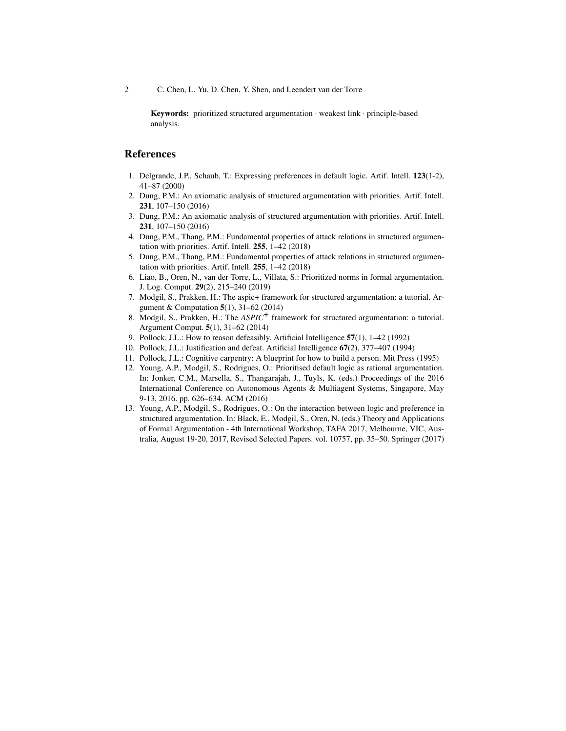**Keywords:** prioritized structured argumentation · weakest link · principle-based analysis.

## References

1. Delgrande, J.P., Schaub, T.: Expressing preferences in default logic. Artif. Intell. **123**(1-2), 41–87 (2000)
2. Dung, P.M.: An axiomatic analysis of structured argumentation with priorities. Artif. Intell. **231**, 107–150 (2016)
3. Dung, P.M.: An axiomatic analysis of structured argumentation with priorities. Artif. Intell. **231**, 107–150 (2016)
4. Dung, P.M., Thang, P.M.: Fundamental properties of attack relations in structured argumentation with priorities. Artif. Intell. **255**, 1–42 (2018)
5. Dung, P.M., Thang, P.M.: Fundamental properties of attack relations in structured argumentation with priorities. Artif. Intell. **255**, 1–42 (2018)
6. Liao, B., Oren, N., van der Torre, L., Villata, S.: Prioritized norms in formal argumentation. J. Log. Comput. **29**(2), 215–240 (2019)
7. Modgil, S., Prakken, H.: The aspic+ framework for structured argumentation: a tutorial. Argument & Computation **5**(1), 31–62 (2014)
8. Modgil, S., Prakken, H.: The *ASPIC*$^+$ framework for structured argumentation: a tutorial. Argument Comput. **5**(1), 31–62 (2014)
9. Pollock, J.L.: How to reason defeasibly. Artificial Intelligence **57**(1), 1–42 (1992)
10. Pollock, J.L.: Justification and defeat. Artificial Intelligence **67**(2), 377–407 (1994)
11. Pollock, J.L.: Cognitive carpentry: A blueprint for how to build a person. Mit Press (1995)
12. Young, A.P., Modgil, S., Rodrigues, O.: Prioritised default logic as rational argumentation. In: Jonker, C.M., Marsella, S., Thangarajah, J., Tuyls, K. (eds.) Proceedings of the 2016 International Conference on Autonomous Agents & Multiagent Systems, Singapore, May 9-13, 2016. pp. 626–634. ACM (2016)
13. Young, A.P., Modgil, S., Rodrigues, O.: On the interaction between logic and preference in structured argumentation. In: Black, E., Modgil, S., Oren, N. (eds.) Theory and Applications of Formal Argumentation - 4th International Workshop, TAFA 2017, Melbourne, VIC, Australia, August 19-20, 2017, Revised Selected Papers. vol. 10757, pp. 35–50. Springer (2017)